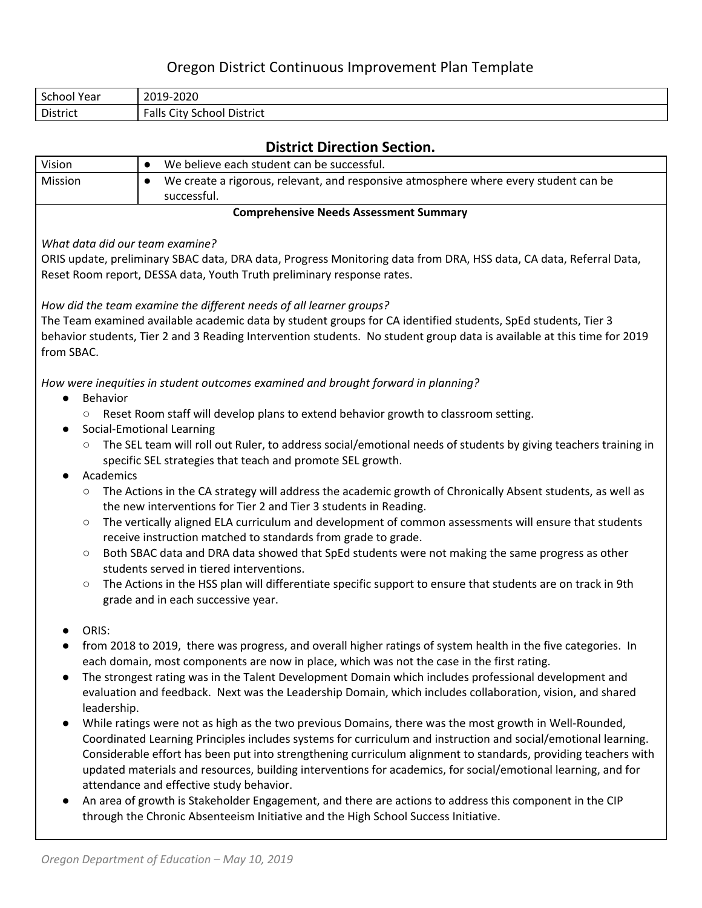# Oregon District Continuous Improvement Plan Template

| School Year | 2019-2020 |
|---|---|
| District | Falls City School District |

## District Direction Section.

| Vision | ● We believe each student can be successful. |
|---|---|
| Mission | ● We create a rigorous, relevant, and responsive atmosphere where every student can be successful. |

**Comprehensive Needs Assessment Summary**

*What data did our team examine?*

ORIS update, preliminary SBAC data, DRA data, Progress Monitoring data from DRA, HSS data, CA data, Referral Data, Reset Room report, DESSA data, Youth Truth preliminary response rates.

*How did the team examine the different needs of all learner groups?*

The Team examined available academic data by student groups for CA identified students, SpEd students, Tier 3 behavior students, Tier 2 and 3 Reading Intervention students. No student group data is available at this time for 2019 from SBAC.

*How were inequities in student outcomes examined and brought forward in planning?*

- Behavior
  - Reset Room staff will develop plans to extend behavior growth to classroom setting.
- Social-Emotional Learning
  - The SEL team will roll out Ruler, to address social/emotional needs of students by giving teachers training in specific SEL strategies that teach and promote SEL growth.
- Academics
  - The Actions in the CA strategy will address the academic growth of Chronically Absent students, as well as the new interventions for Tier 2 and Tier 3 students in Reading.
  - The vertically aligned ELA curriculum and development of common assessments will ensure that students receive instruction matched to standards from grade to grade.
  - Both SBAC data and DRA data showed that SpEd students were not making the same progress as other students served in tiered interventions.
  - The Actions in the HSS plan will differentiate specific support to ensure that students are on track in 9th grade and in each successive year.

- ORIS:
- from 2018 to 2019, there was progress, and overall higher ratings of system health in the five categories. In each domain, most components are now in place, which was not the case in the first rating.
- The strongest rating was in the Talent Development Domain which includes professional development and evaluation and feedback. Next was the Leadership Domain, which includes collaboration, vision, and shared leadership.
- While ratings were not as high as the two previous Domains, there was the most growth in Well-Rounded, Coordinated Learning Principles includes systems for curriculum and instruction and social/emotional learning. Considerable effort has been put into strengthening curriculum alignment to standards, providing teachers with updated materials and resources, building interventions for academics, for social/emotional learning, and for attendance and effective study behavior.
- An area of growth is Stakeholder Engagement, and there are actions to address this component in the CIP through the Chronic Absenteeism Initiative and the High School Success Initiative.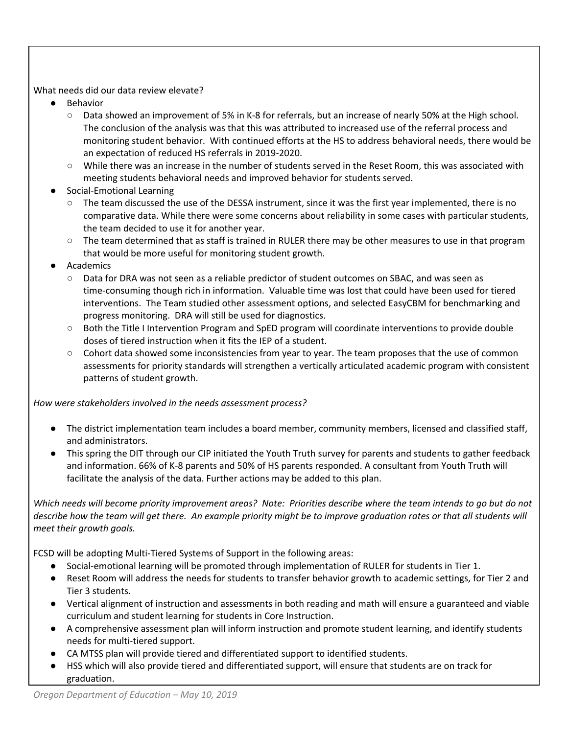What needs did our data review elevate?

- Behavior
  - Data showed an improvement of 5% in K-8 for referrals, but an increase of nearly 50% at the High school. The conclusion of the analysis was that this was attributed to increased use of the referral process and monitoring student behavior. With continued efforts at the HS to address behavioral needs, there would be an expectation of reduced HS referrals in 2019-2020.
  - While there was an increase in the number of students served in the Reset Room, this was associated with meeting students behavioral needs and improved behavior for students served.
- Social-Emotional Learning
  - The team discussed the use of the DESSA instrument, since it was the first year implemented, there is no comparative data. While there were some concerns about reliability in some cases with particular students, the team decided to use it for another year.
  - The team determined that as staff is trained in RULER there may be other measures to use in that program that would be more useful for monitoring student growth.
- Academics
  - Data for DRA was not seen as a reliable predictor of student outcomes on SBAC, and was seen as time-consuming though rich in information. Valuable time was lost that could have been used for tiered interventions. The Team studied other assessment options, and selected EasyCBM for benchmarking and progress monitoring. DRA will still be used for diagnostics.
  - Both the Title I Intervention Program and SpED program will coordinate interventions to provide double doses of tiered instruction when it fits the IEP of a student.
  - Cohort data showed some inconsistencies from year to year. The team proposes that the use of common assessments for priority standards will strengthen a vertically articulated academic program with consistent patterns of student growth.

*How were stakeholders involved in the needs assessment process?*

- The district implementation team includes a board member, community members, licensed and classified staff, and administrators.
- This spring the DIT through our CIP initiated the Youth Truth survey for parents and students to gather feedback and information. 66% of K-8 parents and 50% of HS parents responded. A consultant from Youth Truth will facilitate the analysis of the data. Further actions may be added to this plan.

*Which needs will become priority improvement areas? Note: Priorities describe where the team intends to go but do not describe how the team will get there. An example priority might be to improve graduation rates or that all students will meet their growth goals.*

FCSD will be adopting Multi-Tiered Systems of Support in the following areas:

- Social-emotional learning will be promoted through implementation of RULER for students in Tier 1.
- Reset Room will address the needs for students to transfer behavior growth to academic settings, for Tier 2 and Tier 3 students.
- Vertical alignment of instruction and assessments in both reading and math will ensure a guaranteed and viable curriculum and student learning for students in Core Instruction.
- A comprehensive assessment plan will inform instruction and promote student learning, and identify students needs for multi-tiered support.
- CA MTSS plan will provide tiered and differentiated support to identified students.
- HSS which will also provide tiered and differentiated support, will ensure that students are on track for graduation.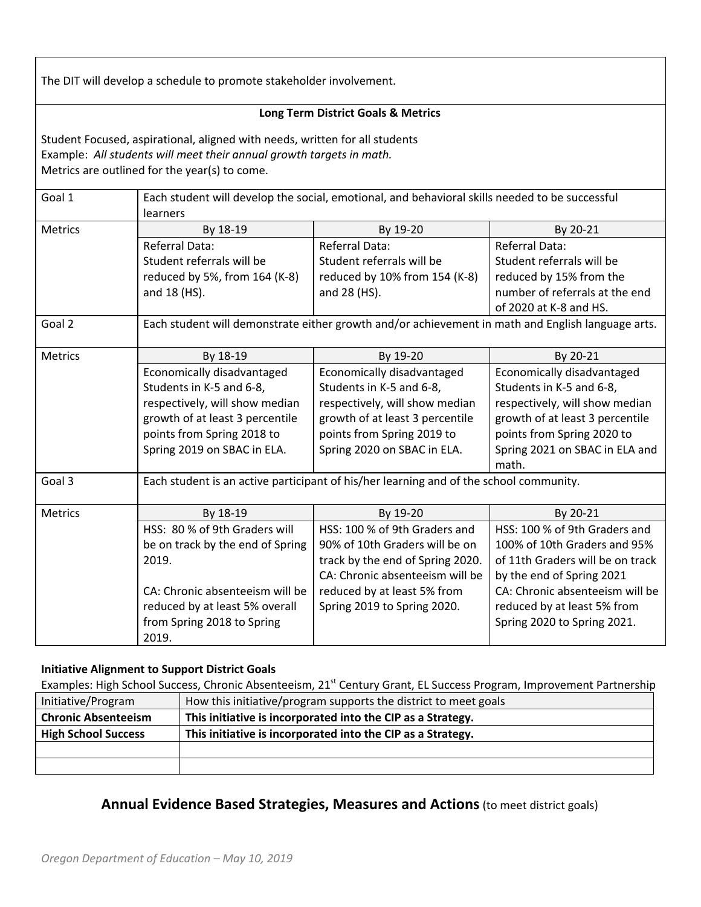The DIT will develop a schedule to promote stakeholder involvement.

**Long Term District Goals & Metrics**

Student Focused, aspirational, aligned with needs, written for all students
Example: *All students will meet their annual growth targets in math.*
Metrics are outlined for the year(s) to come.

| Goal 1 | Each student will develop the social, emotional, and behavioral skills needed to be successful learners | | |
|---|---|---|---|
| Metrics | By 18-19 | By 19-20 | By 20-21 |
| | Referral Data: Student referrals will be reduced by 5%, from 164 (K-8) and 18 (HS). | Referral Data: Student referrals will be reduced by 10% from 154 (K-8) and 28 (HS). | Referral Data: Student referrals will be reduced by 15% from the number of referrals at the end of 2020 at K-8 and HS. |
| Goal 2 | Each student will demonstrate either growth and/or achievement in math and English language arts. | | |
| Metrics | By 18-19 | By 19-20 | By 20-21 |
| | Economically disadvantaged Students in K-5 and 6-8, respectively, will show median growth of at least 3 percentile points from Spring 2018 to Spring 2019 on SBAC in ELA. | Economically disadvantaged Students in K-5 and 6-8, respectively, will show median growth of at least 3 percentile points from Spring 2019 to Spring 2020 on SBAC in ELA. | Economically disadvantaged Students in K-5 and 6-8, respectively, will show median growth of at least 3 percentile points from Spring 2020 to Spring 2021 on SBAC in ELA and math. |
| Goal 3 | Each student is an active participant of his/her learning and of the school community. | | |
| Metrics | By 18-19 | By 19-20 | By 20-21 |
| | HSS: 80 % of 9th Graders will be on track by the end of Spring 2019.<br><br>CA: Chronic absenteeism will be reduced by at least 5% overall from Spring 2018 to Spring 2019. | HSS: 100 % of 9th Graders and 90% of 10th Graders will be on track by the end of Spring 2020.<br>CA: Chronic absenteeism will be reduced by at least 5% from Spring 2019 to Spring 2020. | HSS: 100 % of 9th Graders and 100% of 10th Graders and 95% of 11th Graders will be on track by the end of Spring 2021<br>CA: Chronic absenteeism will be reduced by at least 5% from Spring 2020 to Spring 2021. |

**Initiative Alignment to Support District Goals**

Examples: High School Success, Chronic Absenteeism, 21st Century Grant, EL Success Program, Improvement Partnership

| Initiative/Program | How this initiative/program supports the district to meet goals |
|---|---|
| **Chronic Absenteeism** | **This initiative is incorporated into the CIP as a Strategy.** |
| **High School Success** | **This initiative is incorporated into the CIP as a Strategy.** |
| | |
| | |

## Annual Evidence Based Strategies, Measures and Actions (to meet district goals)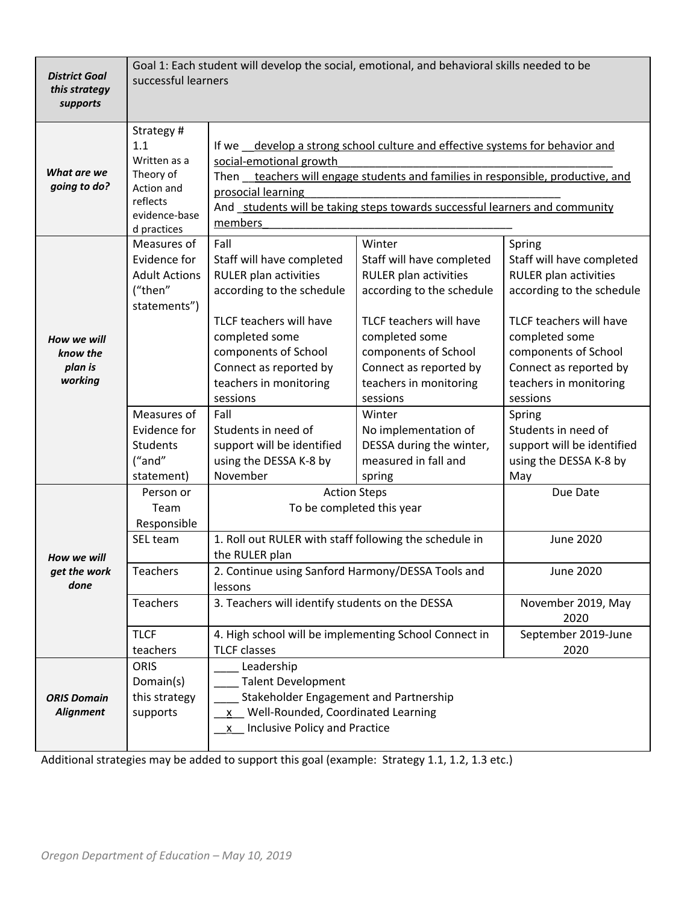| | | | | |
|---|---|---|---|---|
| ***District Goal this strategy supports*** | Goal 1: Each student will develop the social, emotional, and behavioral skills needed to be successful learners | | | |
| ***What are we going to do?*** | Strategy # 1.1 Written as a Theory of Action and reflects evidence-based practices | If we __develop a strong school culture and effective systems for behavior and social-emotional growth__ Then __teachers will engage students and families in responsible, productive, and prosocial learning__ And _students will be taking steps towards successful learners and community members_ | | |
| ***How we will know the plan is working*** | Measures of Evidence for Adult Actions ("then" statements") | Fall<br>Staff will have completed RULER plan activities according to the schedule<br><br>TLCF teachers will have completed some components of School Connect as reported by teachers in monitoring sessions | Winter<br>Staff will have completed RULER plan activities according to the schedule<br><br>TLCF teachers will have completed some components of School Connect as reported by teachers in monitoring sessions | Spring<br>Staff will have completed RULER plan activities according to the schedule<br><br>TLCF teachers will have completed some components of School Connect as reported by teachers in monitoring sessions |
| | Measures of Evidence for Students ("and" statement) | Fall<br>Students in need of support will be identified using the DESSA K-8 by November | Winter<br>No implementation of DESSA during the winter, measured in fall and spring | Spring<br>Students in need of support will be identified using the DESSA K-8 by May |
| ***How we will get the work done*** | Person or Team Responsible | Action Steps<br>To be completed this year | | Due Date |
| | SEL team | 1. Roll out RULER with staff following the schedule in the RULER plan | | June 2020 |
| | Teachers | 2. Continue using Sanford Harmony/DESSA Tools and lessons | | June 2020 |
| | Teachers | 3. Teachers will identify students on the DESSA | | November 2019, May 2020 |
| | TLCF teachers | 4. High school will be implementing School Connect in TLCF classes | | September 2019-June 2020 |
| ***ORIS Domain Alignment*** | ORIS Domain(s) this strategy supports | ____ Leadership<br>____ Talent Development<br>____ Stakeholder Engagement and Partnership<br>__x__ Well-Rounded, Coordinated Learning<br>__x__ Inclusive Policy and Practice | | |

Additional strategies may be added to support this goal (example: Strategy 1.1, 1.2, 1.3 etc.)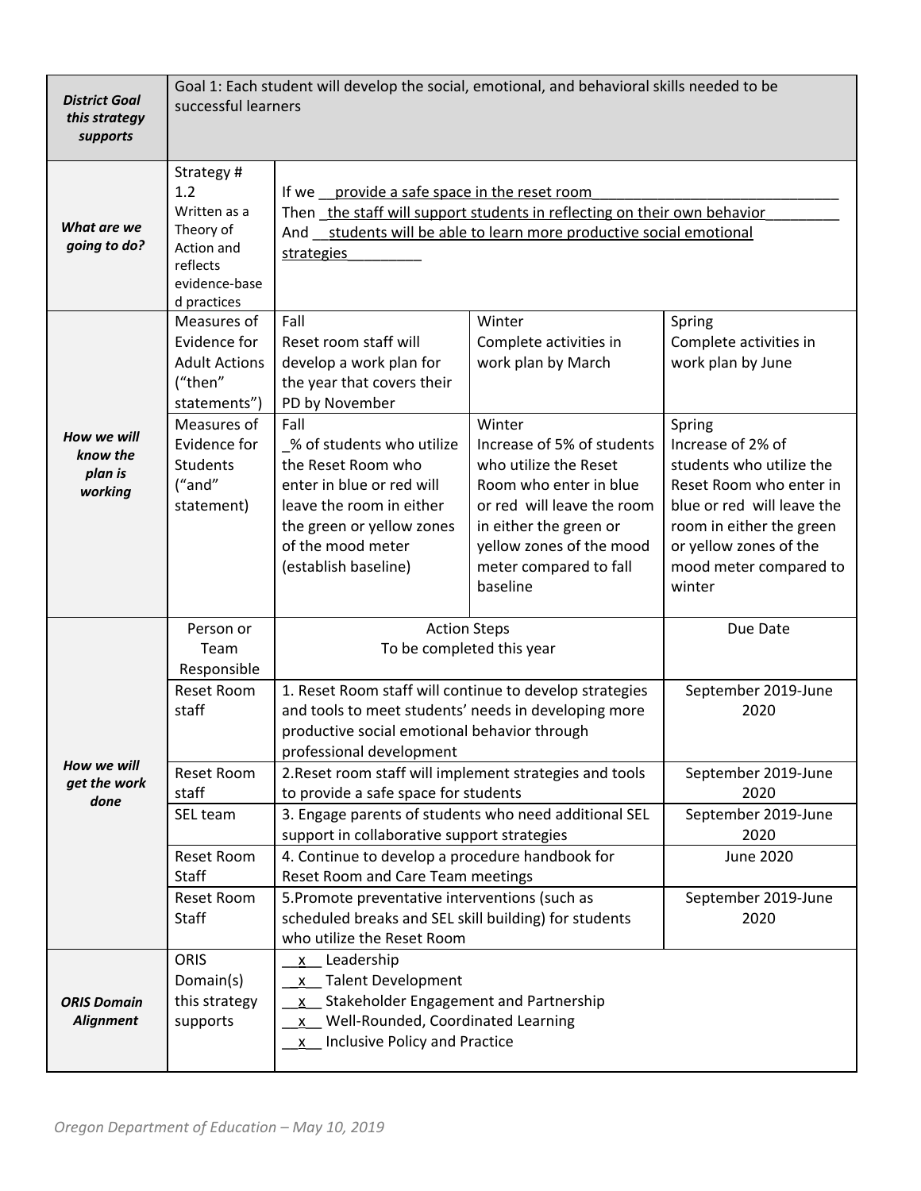| | | | | |
|---|---|---|---|---|
| ***District Goal this strategy supports*** | Goal 1: Each student will develop the social, emotional, and behavioral skills needed to be successful learners | | | |
| ***What are we going to do?*** | Strategy # 1.2 Written as a Theory of Action and reflects evidence-based practices | If we __provide a safe space in the reset room______________________________ Then _the staff will support students in reflecting on their own behavior_________ And __students will be able to learn more productive social emotional strategies_________ | | |
| ***How we will know the plan is working*** | Measures of Evidence for Adult Actions ("then" statements") | Fall Reset room staff will develop a work plan for the year that covers their PD by November | Winter Complete activities in work plan by March | Spring Complete activities in work plan by June |
| | Measures of Evidence for Students ("and" statement) | Fall _% of students who utilize the Reset Room who enter in blue or red will leave the room in either the green or yellow zones of the mood meter (establish baseline) | Winter Increase of 5% of students who utilize the Reset Room who enter in blue or red will leave the room in either the green or yellow zones of the mood meter compared to fall baseline | Spring Increase of 2% of students who utilize the Reset Room who enter in blue or red will leave the room in either the green or yellow zones of the mood meter compared to winter |
| ***How we will get the work done*** | Person or Team Responsible | Action Steps To be completed this year | | Due Date |
| | Reset Room staff | 1. Reset Room staff will continue to develop strategies and tools to meet students' needs in developing more productive social emotional behavior through professional development | | September 2019-June 2020 |
| | Reset Room staff | 2.Reset room staff will implement strategies and tools to provide a safe space for students | | September 2019-June 2020 |
| | SEL team | 3. Engage parents of students who need additional SEL support in collaborative support strategies | | September 2019-June 2020 |
| | Reset Room Staff | 4. Continue to develop a procedure handbook for Reset Room and Care Team meetings | | June 2020 |
| | Reset Room Staff | 5.Promote preventative interventions (such as scheduled breaks and SEL skill building) for students who utilize the Reset Room | | September 2019-June 2020 |
| ***ORIS Domain Alignment*** | ORIS Domain(s) this strategy supports | __x__ Leadership<br>__x__ Talent Development<br>__x__ Stakeholder Engagement and Partnership<br>__x__ Well-Rounded, Coordinated Learning<br>__x__ Inclusive Policy and Practice | | |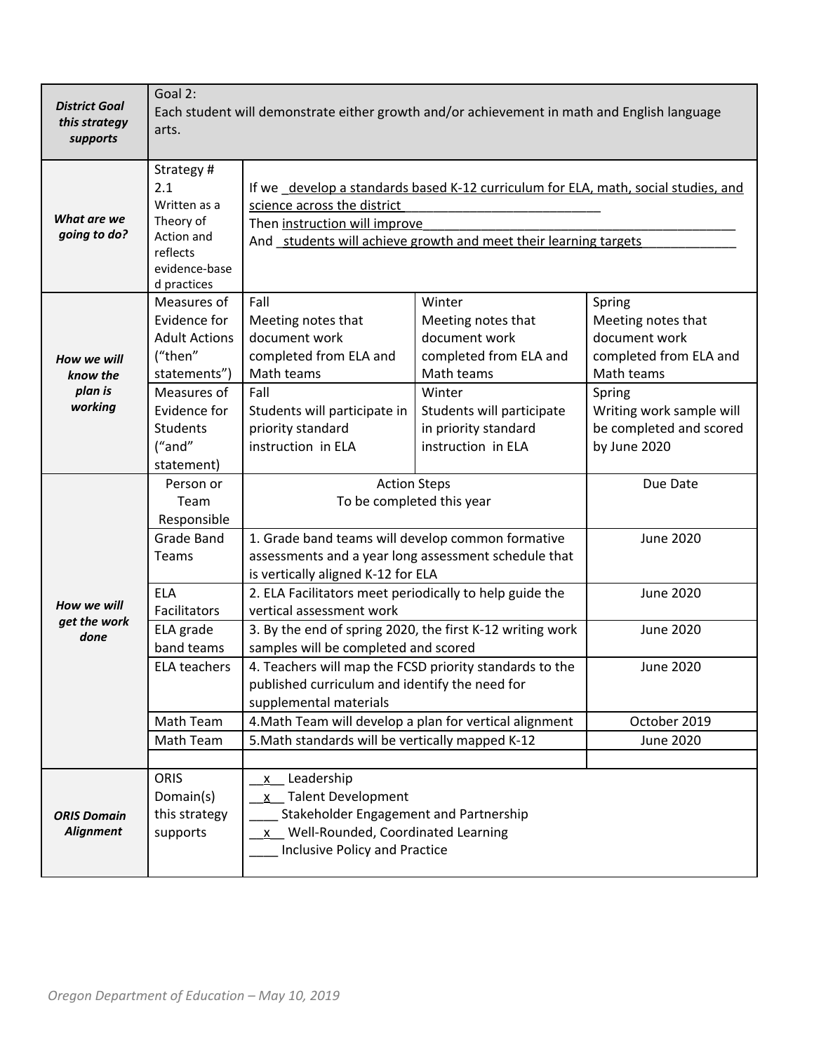| | | | | |
|---|---|---|---|---|
| ***District Goal this strategy supports*** | Goal 2: Each student will demonstrate either growth and/or achievement in math and English language arts. | | | |
| ***What are we going to do?*** | Strategy # 2.1 Written as a Theory of Action and reflects evidence-based practices | If we develop a standards based K-12 curriculum for ELA, math, social studies, and science across the district<br>Then instruction will improve<br>And students will achieve growth and meet their learning targets | | |
| ***How we will know the plan is working*** | Measures of Evidence for Adult Actions ("then" statements") | Fall<br>Meeting notes that document work completed from ELA and Math teams | Winter<br>Meeting notes that document work completed from ELA and Math teams | Spring<br>Meeting notes that document work completed from ELA and Math teams |
| | Measures of Evidence for Students ("and" statement) | Fall<br>Students will participate in priority standard instruction in ELA | Winter<br>Students will participate in priority standard instruction in ELA | Spring<br>Writing work sample will be completed and scored by June 2020 |
| ***How we will get the work done*** | Person or Team Responsible | Action Steps<br>To be completed this year | | Due Date |
| | Grade Band Teams | 1. Grade band teams will develop common formative assessments and a year long assessment schedule that is vertically aligned K-12 for ELA | | June 2020 |
| | ELA Facilitators | 2. ELA Facilitators meet periodically to help guide the vertical assessment work | | June 2020 |
| | ELA grade band teams | 3. By the end of spring 2020, the first K-12 writing work samples will be completed and scored | | June 2020 |
| | ELA teachers | 4. Teachers will map the FCSD priority standards to the published curriculum and identify the need for supplemental materials | | June 2020 |
| | Math Team | 4.Math Team will develop a plan for vertical alignment | | October 2019 |
| | Math Team | 5.Math standards will be vertically mapped K-12 | | June 2020 |
| | | | | |
| ***ORIS Domain Alignment*** | ORIS Domain(s) this strategy supports | \_\_x\_\_ Leadership<br>\_\_x\_\_ Talent Development<br>\_\_\_\_ Stakeholder Engagement and Partnership<br>\_\_x\_\_ Well-Rounded, Coordinated Learning<br>\_\_\_\_ Inclusive Policy and Practice | | |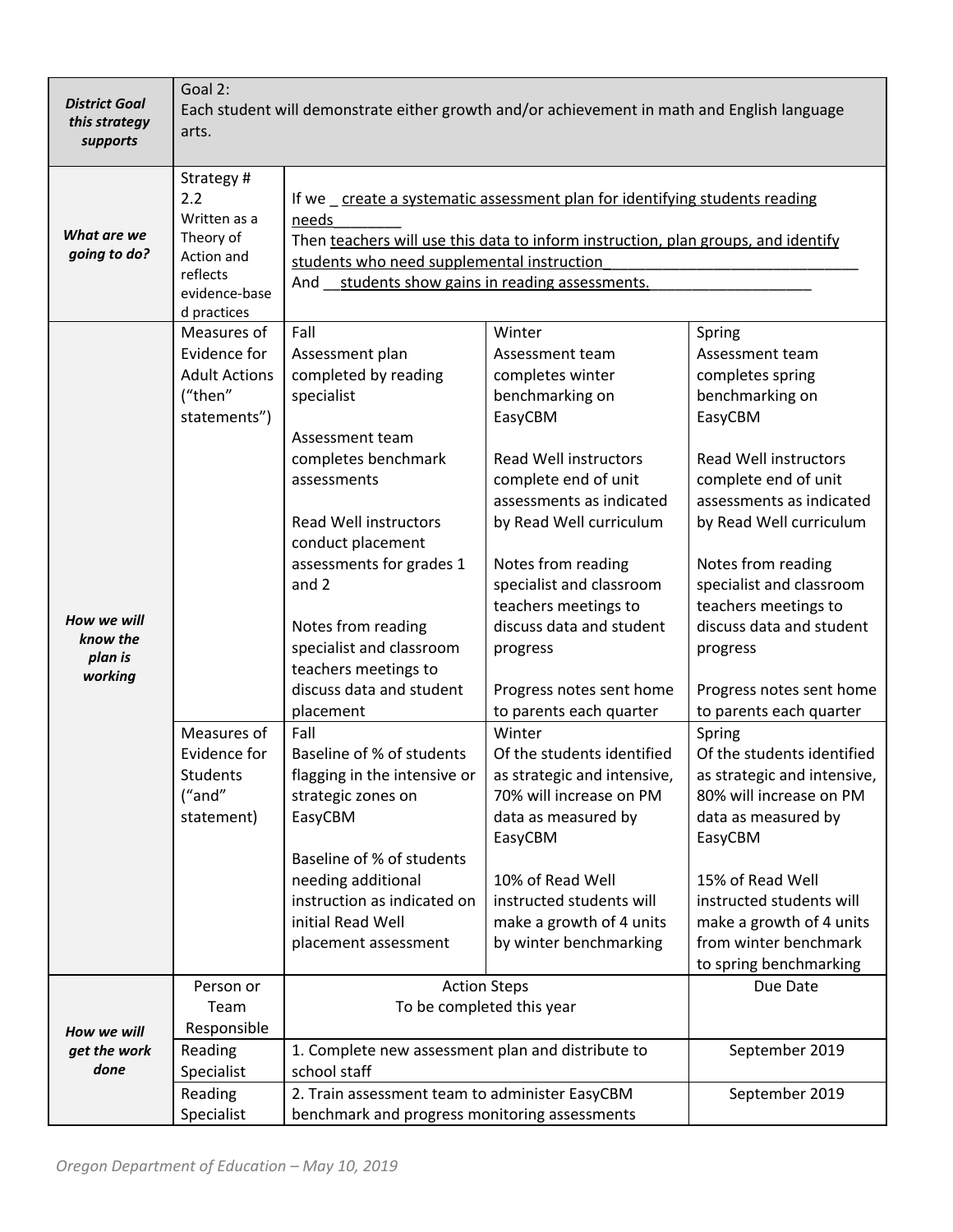| | | | | |
|---|---|---|---|---|
| ***District Goal this strategy supports*** | Goal 2: Each student will demonstrate either growth and/or achievement in math and English language arts. | | | |
| ***What are we going to do?*** | Strategy # 2.2 Written as a Theory of Action and reflects evidence-based practices | If we _ create a systematic assessment plan for identifying students reading needs________<br>Then teachers will use this data to inform instruction, plan groups, and identify students who need supplemental instruction_____________________________<br>And __students show gains in reading assessments.___________________ | | |
| ***How we will know the plan is working*** | Measures of Evidence for Adult Actions ("then" statements") | Fall<br>Assessment plan completed by reading specialist<br><br>Assessment team completes benchmark assessments<br><br>Read Well instructors conduct placement assessments for grades 1 and 2<br><br>Notes from reading specialist and classroom teachers meetings to discuss data and student placement | Winter<br>Assessment team completes winter benchmarking on EasyCBM<br><br>Read Well instructors complete end of unit assessments as indicated by Read Well curriculum<br><br>Notes from reading specialist and classroom teachers meetings to discuss data and student progress<br><br>Progress notes sent home to parents each quarter | Spring<br>Assessment team completes spring benchmarking on EasyCBM<br><br>Read Well instructors complete end of unit assessments as indicated by Read Well curriculum<br><br>Notes from reading specialist and classroom teachers meetings to discuss data and student progress<br><br>Progress notes sent home to parents each quarter |
| | Measures of Evidence for Students ("and" statement) | Fall<br>Baseline of % of students flagging in the intensive or strategic zones on EasyCBM<br><br>Baseline of % of students needing additional instruction as indicated on initial Read Well placement assessment | Winter<br>Of the students identified as strategic and intensive, 70% will increase on PM data as measured by EasyCBM<br><br>10% of Read Well instructed students will make a growth of 4 units by winter benchmarking | Spring<br>Of the students identified as strategic and intensive, 80% will increase on PM data as measured by EasyCBM<br><br>15% of Read Well instructed students will make a growth of 4 units from winter benchmark to spring benchmarking |
| ***How we will get the work done*** | Person or Team Responsible | Action Steps<br>To be completed this year | | Due Date |
| | Reading Specialist | 1. Complete new assessment plan and distribute to school staff | | September 2019 |
| | Reading Specialist | 2. Train assessment team to administer EasyCBM benchmark and progress monitoring assessments | | September 2019 |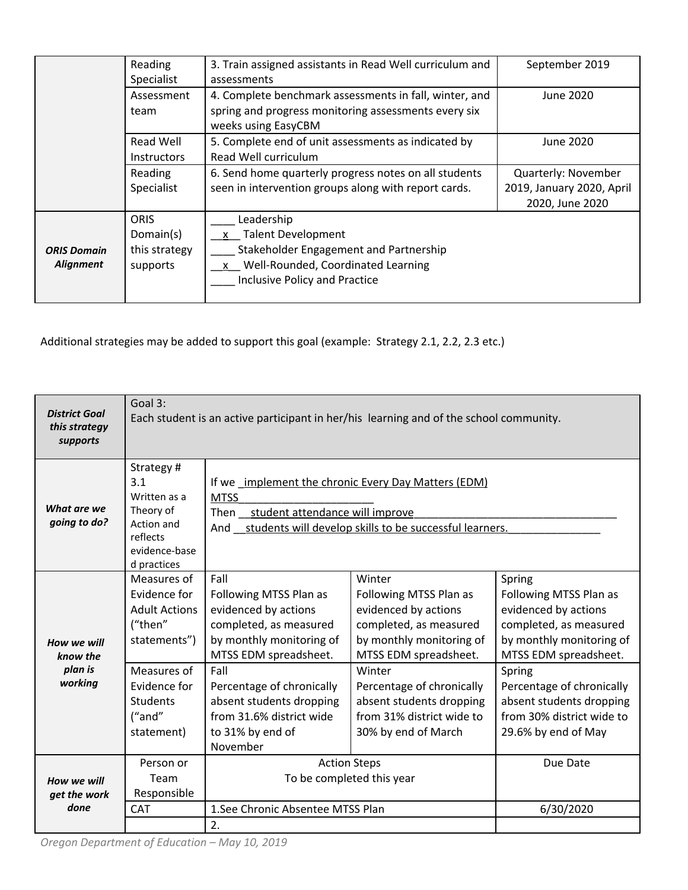| | | | |
|---|---|---|---|
| | Reading Specialist | 3. Train assigned assistants in Read Well curriculum and assessments | September 2019 |
| | Assessment team | 4. Complete benchmark assessments in fall, winter, and spring and progress monitoring assessments every six weeks using EasyCBM | June 2020 |
| | Read Well Instructors | 5. Complete end of unit assessments as indicated by Read Well curriculum | June 2020 |
| | Reading Specialist | 6. Send home quarterly progress notes on all students seen in intervention groups along with report cards. | Quarterly: November 2019, January 2020, April 2020, June 2020 |
| ***ORIS Domain Alignment*** | ORIS Domain(s) this strategy supports | ____ Leadership<br>__x__ Talent Development<br>____ Stakeholder Engagement and Partnership<br>__x__ Well-Rounded, Coordinated Learning<br>____ Inclusive Policy and Practice | |

Additional strategies may be added to support this goal (example: Strategy 2.1, 2.2, 2.3 etc.)

| | | | | |
|---|---|---|---|---|
| ***District Goal this strategy supports*** | Goal 3:<br>Each student is an active participant in her/his learning and of the school community. | | | |
| ***What are we going to do?*** | Strategy # 3.1<br>Written as a Theory of Action and reflects evidence-based practices | If we _implement the chronic Every Day Matters (EDM) MTSS______________________<br>Then __student attendance will improve_________________________________<br>And __students will develop skills to be successful learners._______________ | | |
| ***How we will know the plan is working*** | Measures of Evidence for Adult Actions ("then" statements") | Fall<br>Following MTSS Plan as evidenced by actions completed, as measured by monthly monitoring of MTSS EDM spreadsheet. | Winter<br>Following MTSS Plan as evidenced by actions completed, as measured by monthly monitoring of MTSS EDM spreadsheet. | Spring<br>Following MTSS Plan as evidenced by actions completed, as measured by monthly monitoring of MTSS EDM spreadsheet. |
| | Measures of Evidence for Students ("and" statement) | Fall<br>Percentage of chronically absent students dropping from 31.6% district wide to 31% by end of November | Winter<br>Percentage of chronically absent students dropping from 31% district wide to 30% by end of March | Spring<br>Percentage of chronically absent students dropping from 30% district wide to 29.6% by end of May |
| ***How we will get the work done*** | Person or Team Responsible | Action Steps<br>To be completed this year | | Due Date |
| | CAT | 1.See Chronic Absentee MTSS Plan | | 6/30/2020 |
| | | 2. | | |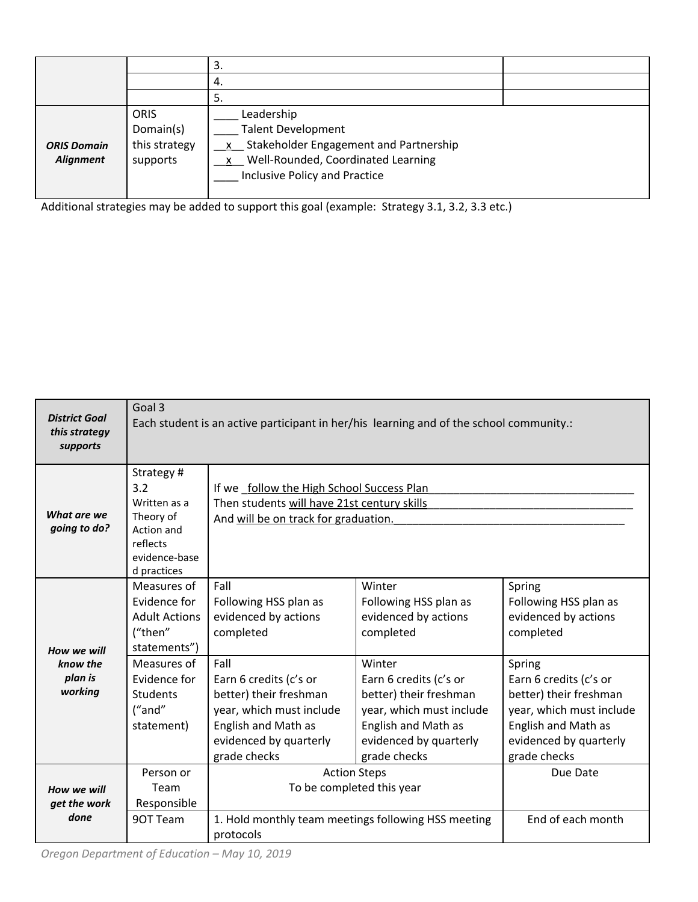|  |  |  |  |
|---|---|---|---|
|  |  | 3. |  |
|  |  | 4. |  |
|  |  | 5. |  |
| ***ORIS Domain Alignment*** | ORIS Domain(s) this strategy supports | ____ Leadership<br>____ Talent Development<br>__x__ Stakeholder Engagement and Partnership<br>__x__ Well-Rounded, Coordinated Learning<br>____ Inclusive Policy and Practice | |

Additional strategies may be added to support this goal (example: Strategy 3.1, 3.2, 3.3 etc.)

| ***District Goal this strategy supports*** | Goal 3<br>Each student is an active participant in her/his learning and of the school community.: | | | |
|---|---|---|---|---|
| ***What are we going to do?*** | Strategy # 3.2<br>Written as a Theory of Action and reflects evidence-based practices | If we _follow the High School Success Plan__________________________________<br>Then students will have 21st century skills_________________________________<br>And will be on track for graduation.______________________________________ | | |
| ***How we will know the plan is working*** | Measures of Evidence for Adult Actions ("then" statements") | Fall<br>Following HSS plan as evidenced by actions completed | Winter<br>Following HSS plan as evidenced by actions completed | Spring<br>Following HSS plan as evidenced by actions completed |
|  | Measures of Evidence for Students ("and" statement) | Fall<br>Earn 6 credits (c's or better) their freshman year, which must include English and Math as evidenced by quarterly grade checks | Winter<br>Earn 6 credits (c's or better) their freshman year, which must include English and Math as evidenced by quarterly grade checks | Spring<br>Earn 6 credits (c's or better) their freshman year, which must include English and Math as evidenced by quarterly grade checks |
| ***How we will get the work done*** | Person or Team Responsible | Action Steps<br>To be completed this year | | Due Date |
|  | 9OT Team | 1. Hold monthly team meetings following HSS meeting protocols | | End of each month |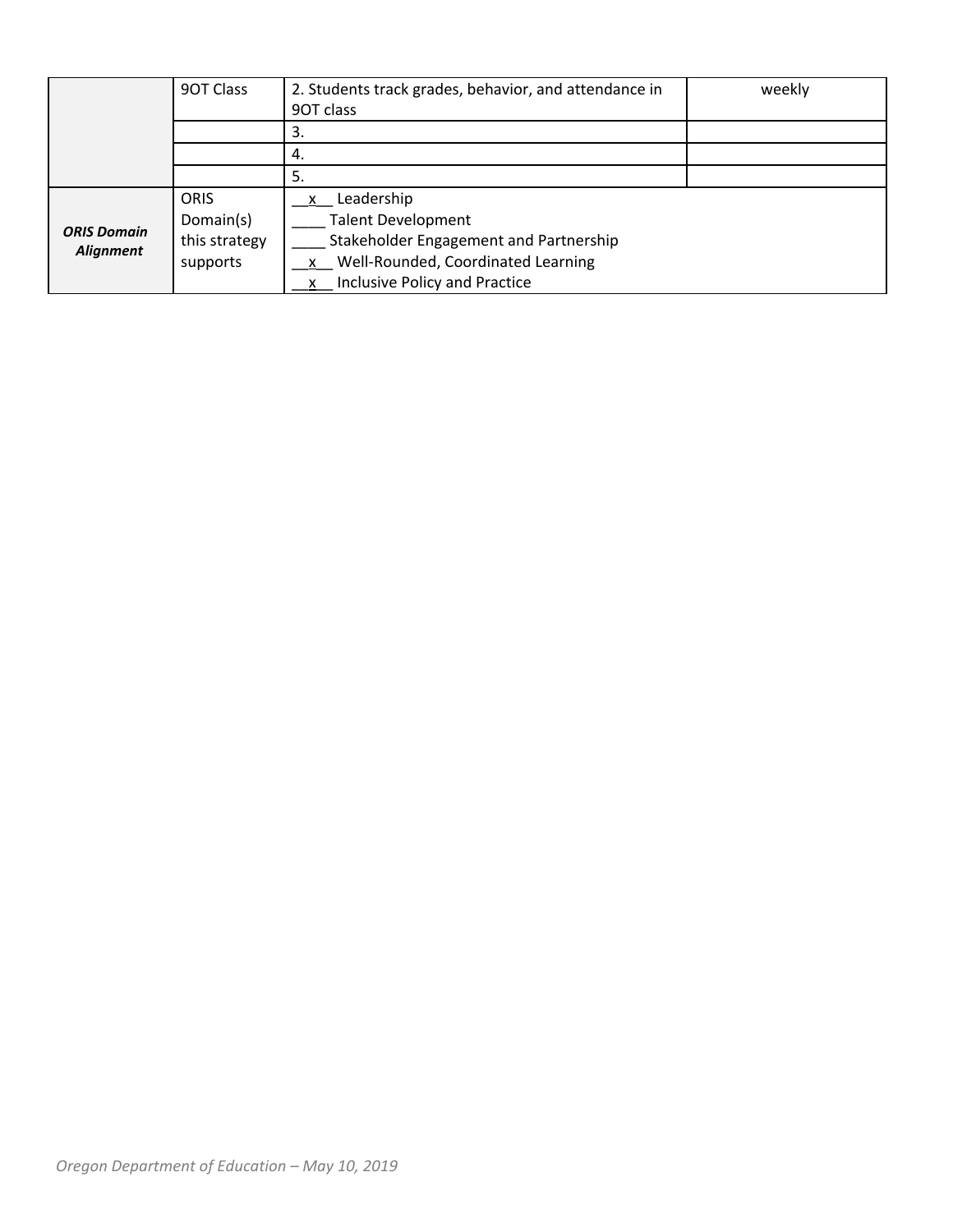| | | | |
|---|---|---|---|
| | 9OT Class | 2. Students track grades, behavior, and attendance in 9OT class | weekly |
| | | 3. | |
| | | 4. | |
| | | 5. | |
| ***ORIS Domain Alignment*** | ORIS Domain(s) this strategy supports | __x__ Leadership<br>____ Talent Development<br>____ Stakeholder Engagement and Partnership<br>__x__ Well-Rounded, Coordinated Learning<br>__x__ Inclusive Policy and Practice | |

*Oregon Department of Education – May 10, 2019*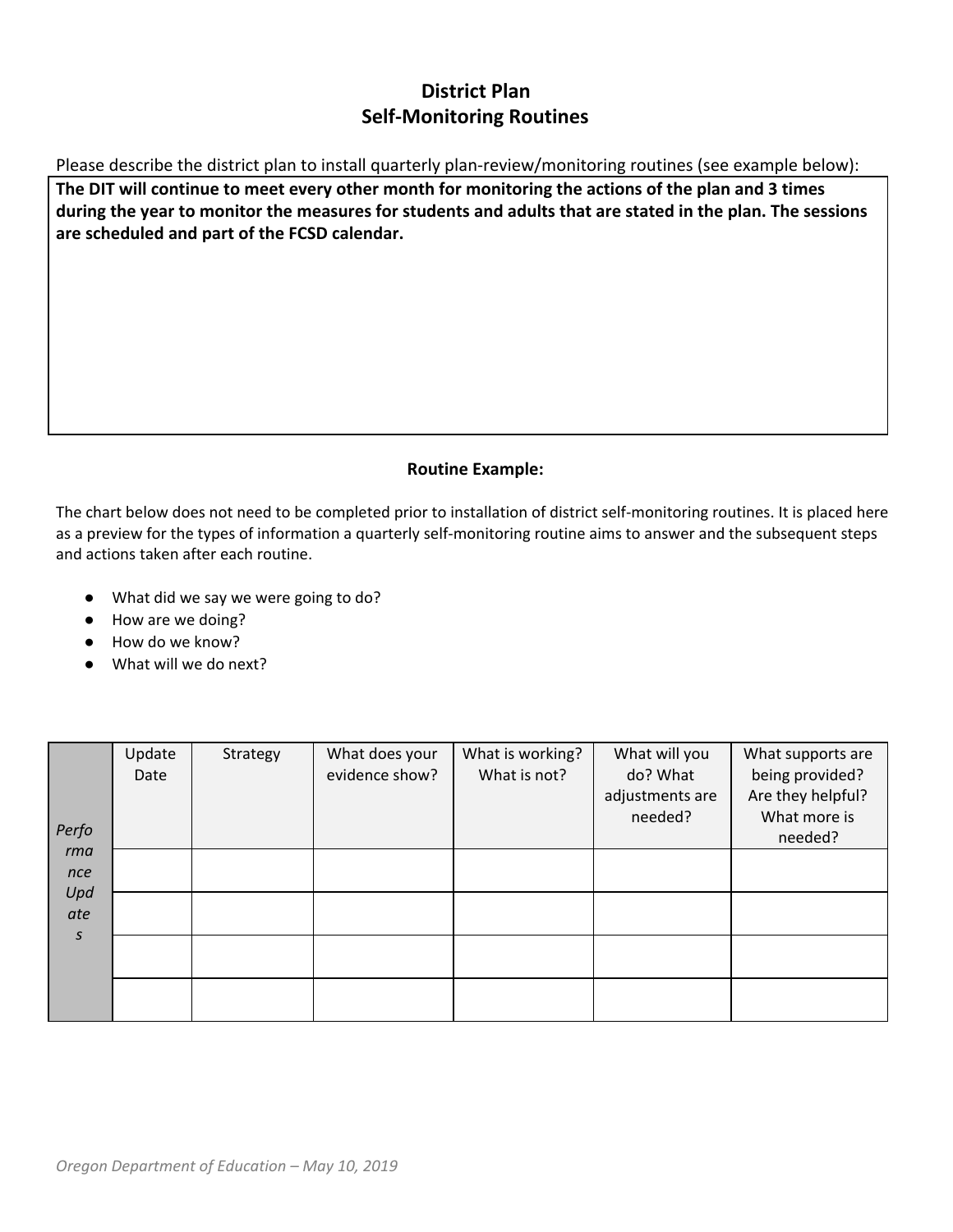# District Plan
# Self-Monitoring Routines

Please describe the district plan to install quarterly plan-review/monitoring routines (see example below):

**The DIT will continue to meet every other month for monitoring the actions of the plan and 3 times during the year to monitor the measures for students and adults that are stated in the plan. The sessions are scheduled and part of the FCSD calendar.**

### Routine Example:

The chart below does not need to be completed prior to installation of district self-monitoring routines. It is placed here as a preview for the types of information a quarterly self-monitoring routine aims to answer and the subsequent steps and actions taken after each routine.

- What did we say we were going to do?
- How are we doing?
- How do we know?
- What will we do next?

| *Performance Updates* | Update Date | Strategy | What does your evidence show? | What is working? What is not? | What will you do? What adjustments are needed? | What supports are being provided? Are they helpful? What more is needed? |
|---|---|---|---|---|---|---|
| | | | | | | |
| | | | | | | |
| | | | | | | |
| | | | | | | |